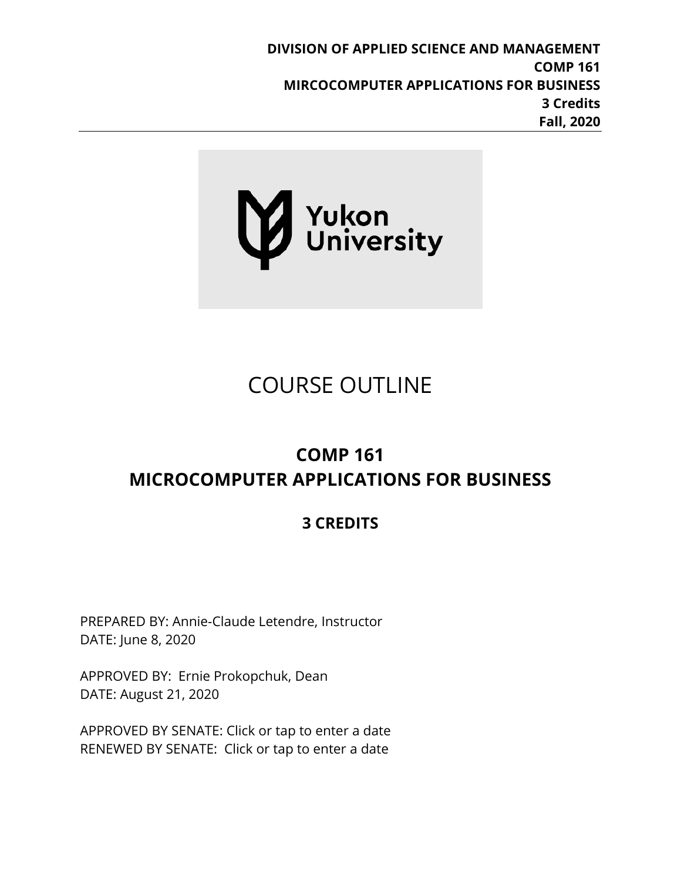**DIVISION OF APPLIED SCIENCE AND MANAGEMENT**
**COMP 161**
**MIRCOCOMPUTER APPLICATIONS FOR BUSINESS**
**3 Credits**
**Fall, 2020**

Yukon University

# COURSE OUTLINE

## COMP 161
## MICROCOMPUTER APPLICATIONS FOR BUSINESS

### 3 CREDITS

PREPARED BY: Annie-Claude Letendre, Instructor
DATE: June 8, 2020

APPROVED BY: Ernie Prokopchuk, Dean
DATE: August 21, 2020

APPROVED BY SENATE: Click or tap to enter a date
RENEWED BY SENATE: Click or tap to enter a date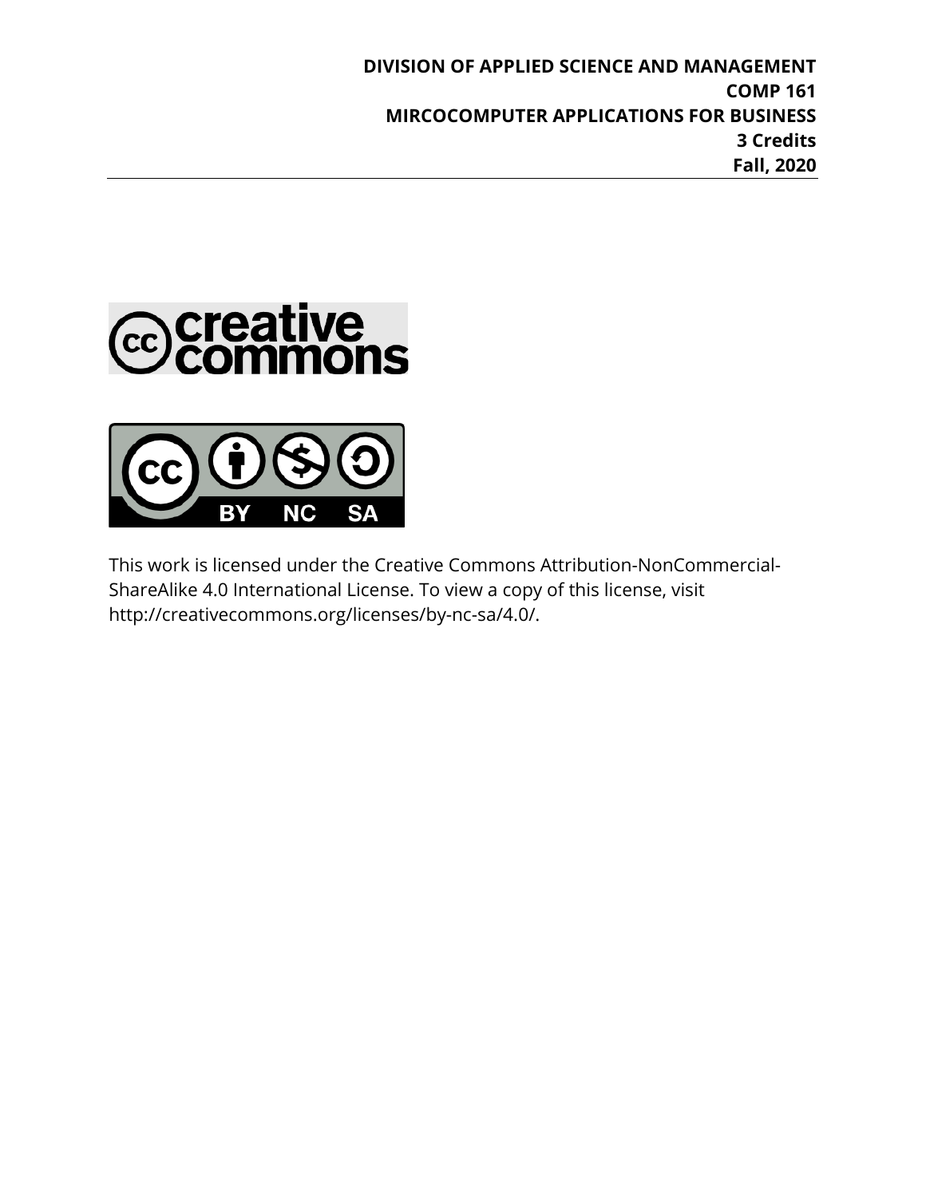**DIVISION OF APPLIED SCIENCE AND MANAGEMENT**
**COMP 161**
**MIRCOCOMPUTER APPLICATIONS FOR BUSINESS**
**3 Credits**
**Fall, 2020**

This work is licensed under the Creative Commons Attribution-NonCommercial-ShareAlike 4.0 International License. To view a copy of this license, visit http://creativecommons.org/licenses/by-nc-sa/4.0/.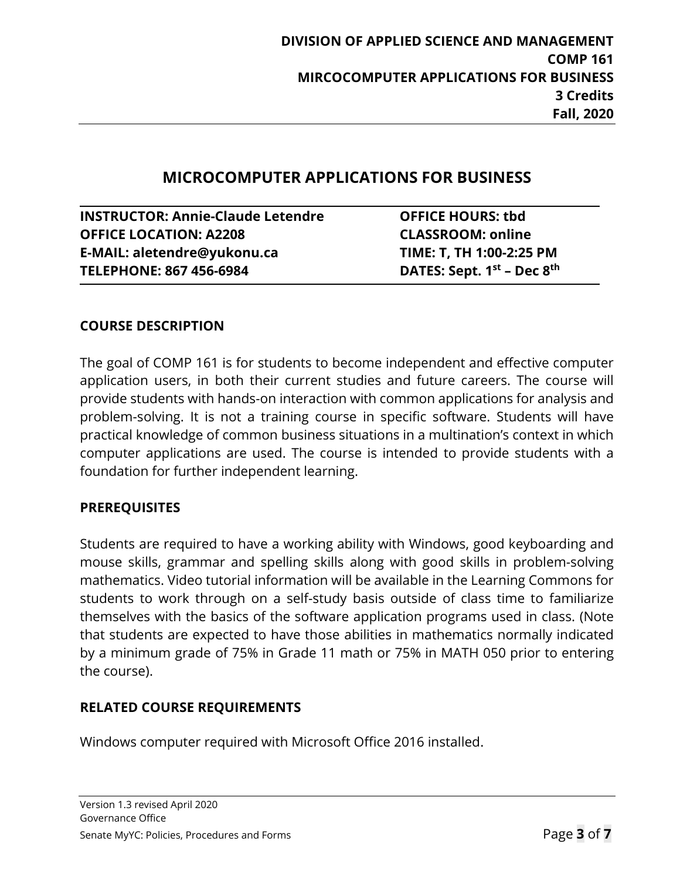# MICROCOMPUTER APPLICATIONS FOR BUSINESS

| | |
|---|---|
| **INSTRUCTOR: Annie-Claude Letendre** | **OFFICE HOURS: tbd** |
| **OFFICE LOCATION: A2208** | **CLASSROOM: online** |
| **E-MAIL: aletendre@yukonu.ca** | **TIME: T, TH 1:00-2:25 PM** |
| **TELEPHONE: 867 456-6984** | **DATES: Sept. 1st – Dec 8th** |

## COURSE DESCRIPTION

The goal of COMP 161 is for students to become independent and effective computer application users, in both their current studies and future careers. The course will provide students with hands-on interaction with common applications for analysis and problem-solving. It is not a training course in specific software. Students will have practical knowledge of common business situations in a multination's context in which computer applications are used. The course is intended to provide students with a foundation for further independent learning.

## PREREQUISITES

Students are required to have a working ability with Windows, good keyboarding and mouse skills, grammar and spelling skills along with good skills in problem-solving mathematics. Video tutorial information will be available in the Learning Commons for students to work through on a self-study basis outside of class time to familiarize themselves with the basics of the software application programs used in class. (Note that students are expected to have those abilities in mathematics normally indicated by a minimum grade of 75% in Grade 11 math or 75% in MATH 050 prior to entering the course).

## RELATED COURSE REQUIREMENTS

Windows computer required with Microsoft Office 2016 installed.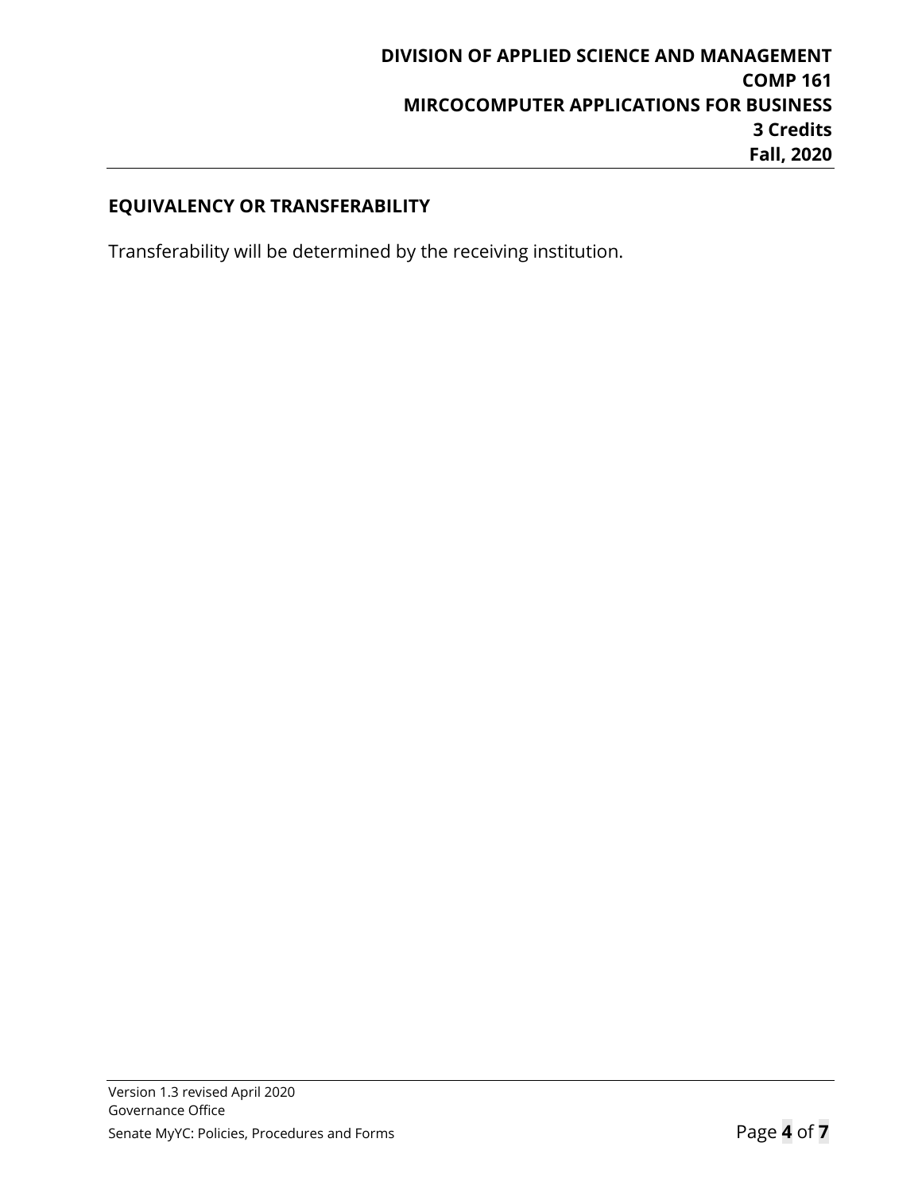## EQUIVALENCY OR TRANSFERABILITY

Transferability will be determined by the receiving institution.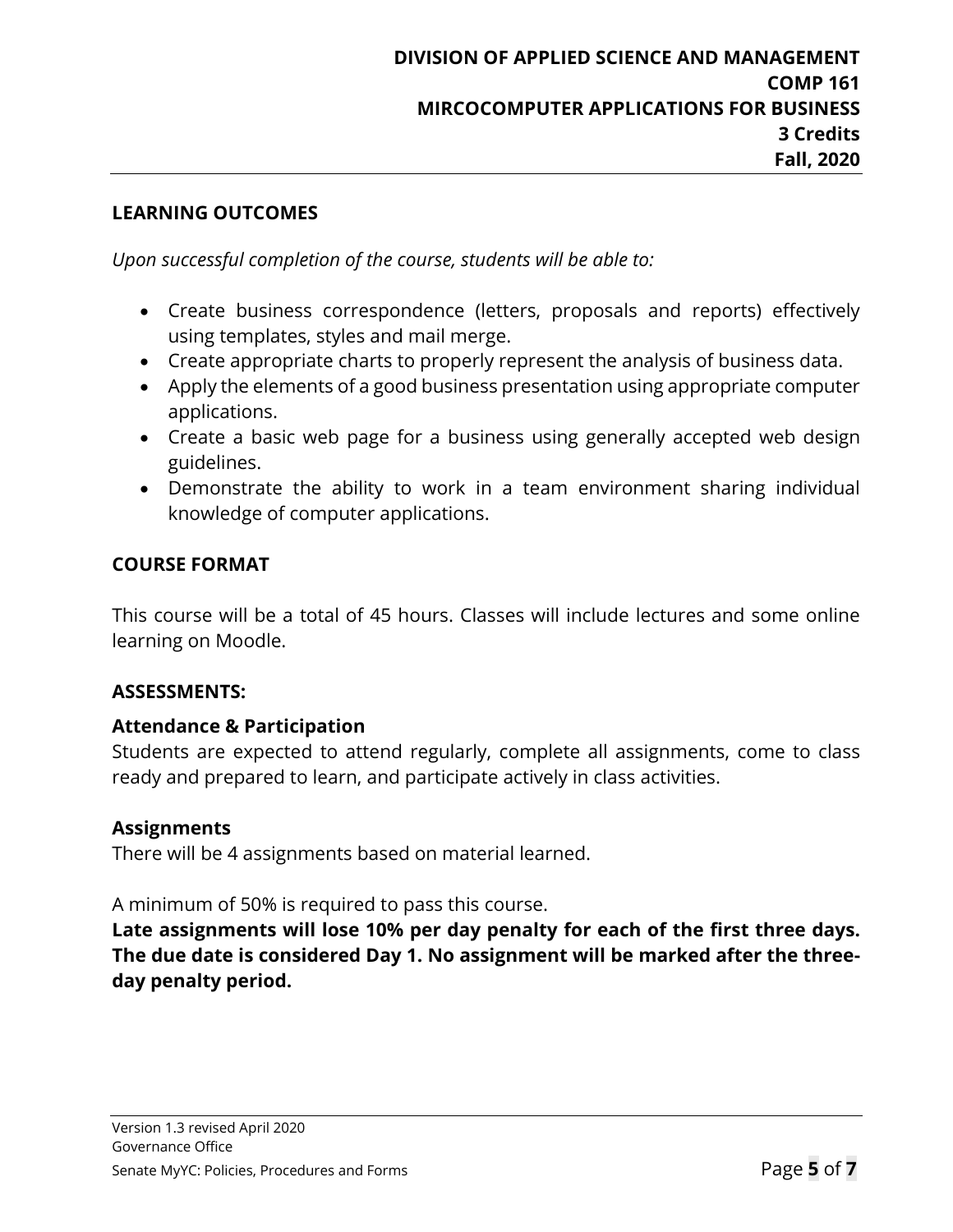## LEARNING OUTCOMES

*Upon successful completion of the course, students will be able to:*

- Create business correspondence (letters, proposals and reports) effectively using templates, styles and mail merge.
- Create appropriate charts to properly represent the analysis of business data.
- Apply the elements of a good business presentation using appropriate computer applications.
- Create a basic web page for a business using generally accepted web design guidelines.
- Demonstrate the ability to work in a team environment sharing individual knowledge of computer applications.

## COURSE FORMAT

This course will be a total of 45 hours. Classes will include lectures and some online learning on Moodle.

## ASSESSMENTS:

### Attendance & Participation

Students are expected to attend regularly, complete all assignments, come to class ready and prepared to learn, and participate actively in class activities.

### Assignments

There will be 4 assignments based on material learned.

A minimum of 50% is required to pass this course.

**Late assignments will lose 10% per day penalty for each of the first three days. The due date is considered Day 1. No assignment will be marked after the three-day penalty period.**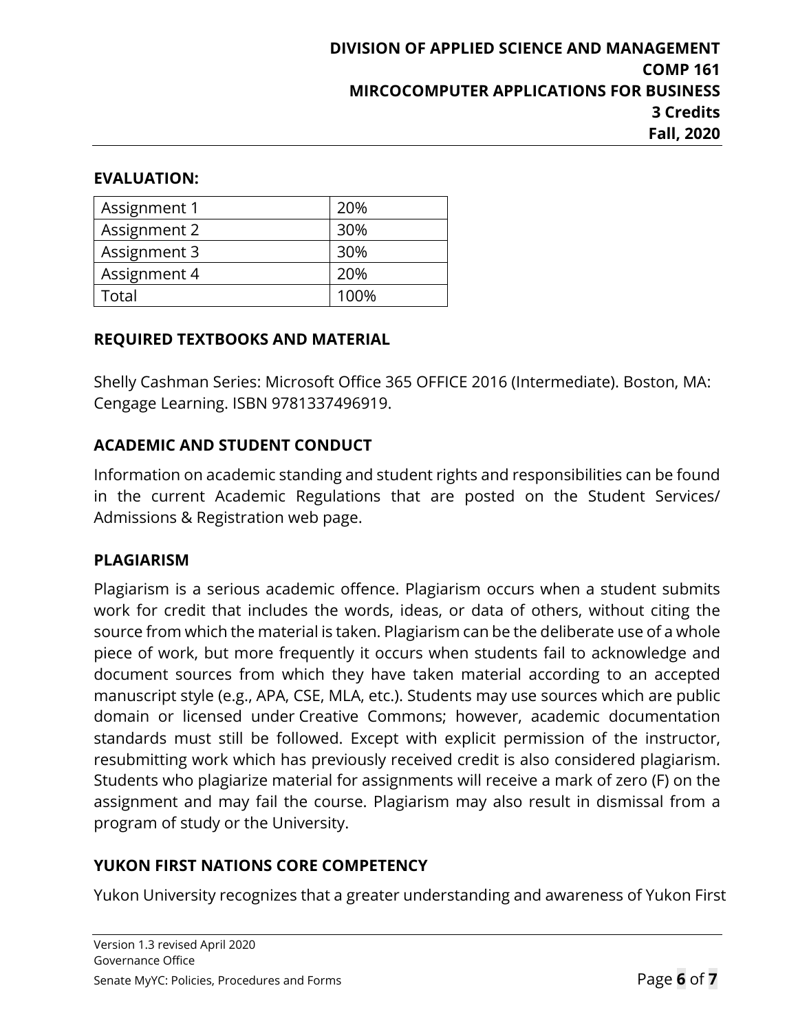## EVALUATION:

| | |
|---|---|
| Assignment 1 | 20% |
| Assignment 2 | 30% |
| Assignment 3 | 30% |
| Assignment 4 | 20% |
| Total | 100% |

## REQUIRED TEXTBOOKS AND MATERIAL

Shelly Cashman Series: Microsoft Office 365 OFFICE 2016 (Intermediate). Boston, MA: Cengage Learning. ISBN 9781337496919.

## ACADEMIC AND STUDENT CONDUCT

Information on academic standing and student rights and responsibilities can be found in the current Academic Regulations that are posted on the Student Services/ Admissions & Registration web page.

## PLAGIARISM

Plagiarism is a serious academic offence. Plagiarism occurs when a student submits work for credit that includes the words, ideas, or data of others, without citing the source from which the material is taken. Plagiarism can be the deliberate use of a whole piece of work, but more frequently it occurs when students fail to acknowledge and document sources from which they have taken material according to an accepted manuscript style (e.g., APA, CSE, MLA, etc.). Students may use sources which are public domain or licensed under Creative Commons; however, academic documentation standards must still be followed. Except with explicit permission of the instructor, resubmitting work which has previously received credit is also considered plagiarism. Students who plagiarize material for assignments will receive a mark of zero (F) on the assignment and may fail the course. Plagiarism may also result in dismissal from a program of study or the University.

## YUKON FIRST NATIONS CORE COMPETENCY

Yukon University recognizes that a greater understanding and awareness of Yukon First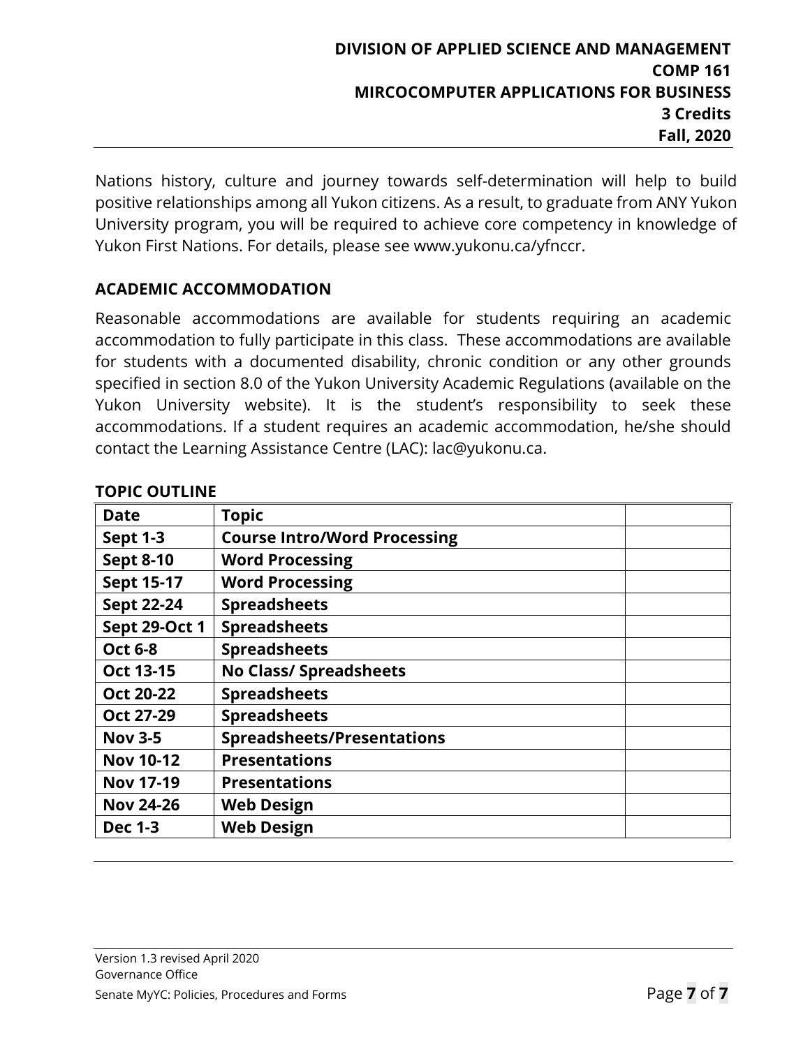Nations history, culture and journey towards self-determination will help to build positive relationships among all Yukon citizens. As a result, to graduate from ANY Yukon University program, you will be required to achieve core competency in knowledge of Yukon First Nations. For details, please see www.yukonu.ca/yfnccr.

## ACADEMIC ACCOMMODATION

Reasonable accommodations are available for students requiring an academic accommodation to fully participate in this class. These accommodations are available for students with a documented disability, chronic condition or any other grounds specified in section 8.0 of the Yukon University Academic Regulations (available on the Yukon University website). It is the student's responsibility to seek these accommodations. If a student requires an academic accommodation, he/she should contact the Learning Assistance Centre (LAC): lac@yukonu.ca.

## TOPIC OUTLINE

| Date | Topic | |
|---|---|---|
| Sept 1-3 | Course Intro/Word Processing | |
| Sept 8-10 | Word Processing | |
| Sept 15-17 | Word Processing | |
| Sept 22-24 | Spreadsheets | |
| Sept 29-Oct 1 | Spreadsheets | |
| Oct 6-8 | Spreadsheets | |
| Oct 13-15 | No Class/ Spreadsheets | |
| Oct 20-22 | Spreadsheets | |
| Oct 27-29 | Spreadsheets | |
| Nov 3-5 | Spreadsheets/Presentations | |
| Nov 10-12 | Presentations | |
| Nov 17-19 | Presentations | |
| Nov 24-26 | Web Design | |
| Dec 1-3 | Web Design | |